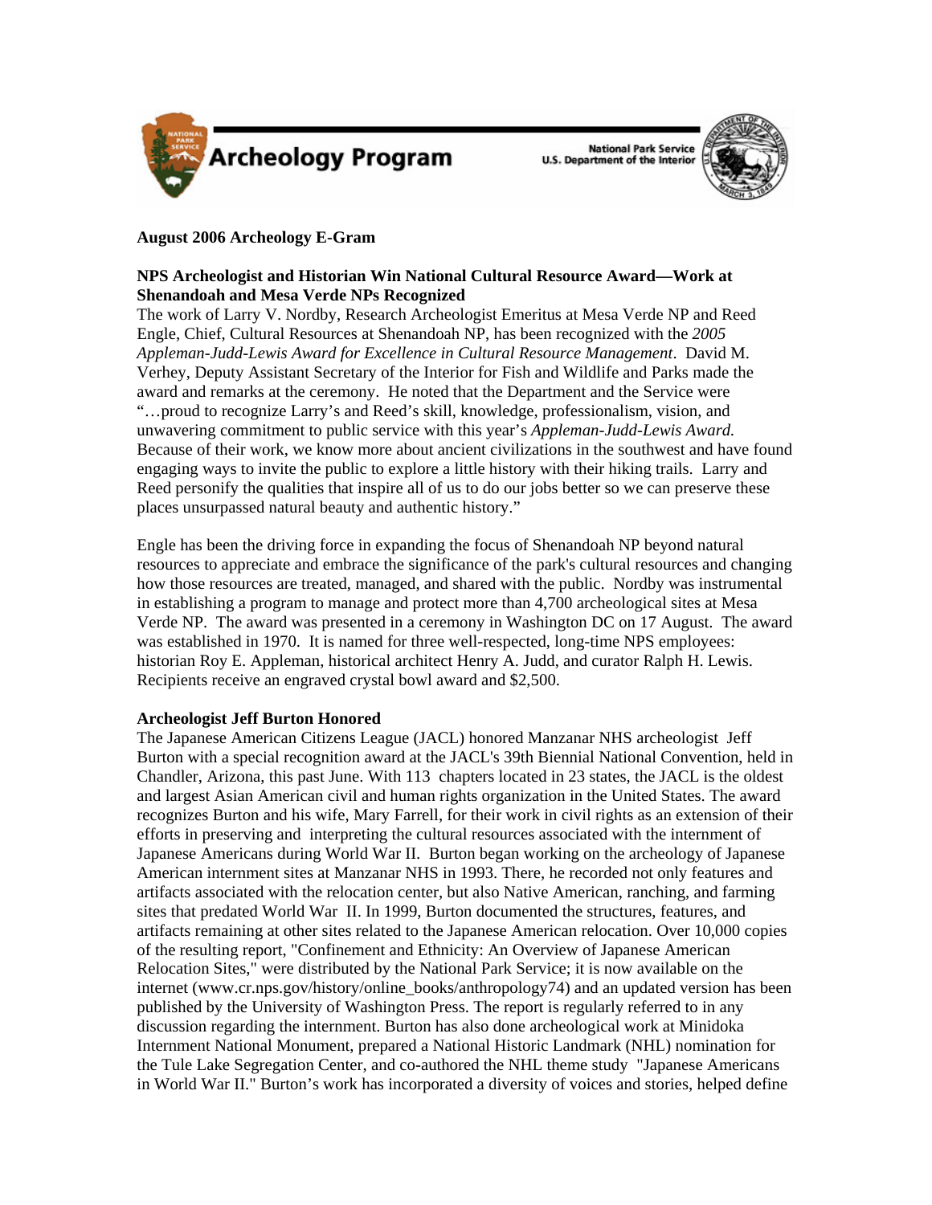Archeology Program

National Park Service
U.S. Department of the Interior

**August 2006 Archeology E-Gram**

**NPS Archeologist and Historian Win National Cultural Resource Award—Work at Shenandoah and Mesa Verde NPs Recognized**

The work of Larry V. Nordby, Research Archeologist Emeritus at Mesa Verde NP and Reed Engle, Chief, Cultural Resources at Shenandoah NP, has been recognized with the *2005 Appleman-Judd-Lewis Award for Excellence in Cultural Resource Management*. David M. Verhey, Deputy Assistant Secretary of the Interior for Fish and Wildlife and Parks made the award and remarks at the ceremony. He noted that the Department and the Service were "…proud to recognize Larry's and Reed's skill, knowledge, professionalism, vision, and unwavering commitment to public service with this year's *Appleman-Judd-Lewis Award.* Because of their work, we know more about ancient civilizations in the southwest and have found engaging ways to invite the public to explore a little history with their hiking trails. Larry and Reed personify the qualities that inspire all of us to do our jobs better so we can preserve these places unsurpassed natural beauty and authentic history."

Engle has been the driving force in expanding the focus of Shenandoah NP beyond natural resources to appreciate and embrace the significance of the park's cultural resources and changing how those resources are treated, managed, and shared with the public. Nordby was instrumental in establishing a program to manage and protect more than 4,700 archeological sites at Mesa Verde NP. The award was presented in a ceremony in Washington DC on 17 August. The award was established in 1970. It is named for three well-respected, long-time NPS employees: historian Roy E. Appleman, historical architect Henry A. Judd, and curator Ralph H. Lewis. Recipients receive an engraved crystal bowl award and $2,500.

**Archeologist Jeff Burton Honored**

The Japanese American Citizens League (JACL) honored Manzanar NHS archeologist Jeff Burton with a special recognition award at the JACL's 39th Biennial National Convention, held in Chandler, Arizona, this past June. With 113 chapters located in 23 states, the JACL is the oldest and largest Asian American civil and human rights organization in the United States. The award recognizes Burton and his wife, Mary Farrell, for their work in civil rights as an extension of their efforts in preserving and interpreting the cultural resources associated with the internment of Japanese Americans during World War II. Burton began working on the archeology of Japanese American internment sites at Manzanar NHS in 1993. There, he recorded not only features and artifacts associated with the relocation center, but also Native American, ranching, and farming sites that predated World War II. In 1999, Burton documented the structures, features, and artifacts remaining at other sites related to the Japanese American relocation. Over 10,000 copies of the resulting report, "Confinement and Ethnicity: An Overview of Japanese American Relocation Sites," were distributed by the National Park Service; it is now available on the internet (www.cr.nps.gov/history/online_books/anthropology74) and an updated version has been published by the University of Washington Press. The report is regularly referred to in any discussion regarding the internment. Burton has also done archeological work at Minidoka Internment National Monument, prepared a National Historic Landmark (NHL) nomination for the Tule Lake Segregation Center, and co-authored the NHL theme study "Japanese Americans in World War II." Burton's work has incorporated a diversity of voices and stories, helped define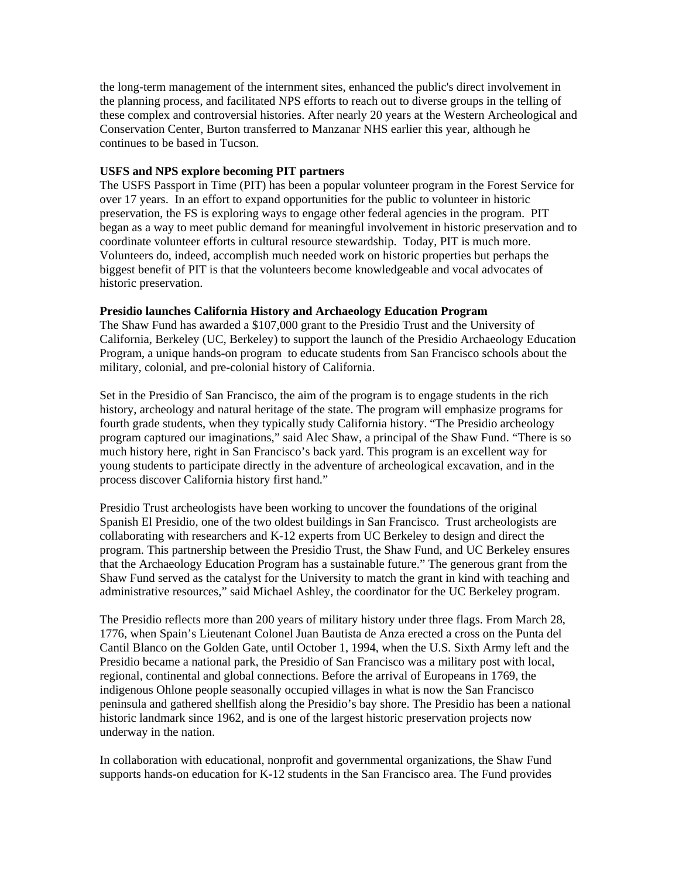the long-term management of the internment sites, enhanced the public's direct involvement in the planning process, and facilitated NPS efforts to reach out to diverse groups in the telling of these complex and controversial histories. After nearly 20 years at the Western Archeological and Conservation Center, Burton transferred to Manzanar NHS earlier this year, although he continues to be based in Tucson.

**USFS and NPS explore becoming PIT partners**

The USFS Passport in Time (PIT) has been a popular volunteer program in the Forest Service for over 17 years. In an effort to expand opportunities for the public to volunteer in historic preservation, the FS is exploring ways to engage other federal agencies in the program. PIT began as a way to meet public demand for meaningful involvement in historic preservation and to coordinate volunteer efforts in cultural resource stewardship. Today, PIT is much more. Volunteers do, indeed, accomplish much needed work on historic properties but perhaps the biggest benefit of PIT is that the volunteers become knowledgeable and vocal advocates of historic preservation.

**Presidio launches California History and Archaeology Education Program**

The Shaw Fund has awarded a $107,000 grant to the Presidio Trust and the University of California, Berkeley (UC, Berkeley) to support the launch of the Presidio Archaeology Education Program, a unique hands-on program to educate students from San Francisco schools about the military, colonial, and pre-colonial history of California.

Set in the Presidio of San Francisco, the aim of the program is to engage students in the rich history, archeology and natural heritage of the state. The program will emphasize programs for fourth grade students, when they typically study California history. "The Presidio archeology program captured our imaginations," said Alec Shaw, a principal of the Shaw Fund. "There is so much history here, right in San Francisco's back yard. This program is an excellent way for young students to participate directly in the adventure of archeological excavation, and in the process discover California history first hand."

Presidio Trust archeologists have been working to uncover the foundations of the original Spanish El Presidio, one of the two oldest buildings in San Francisco. Trust archeologists are collaborating with researchers and K-12 experts from UC Berkeley to design and direct the program. This partnership between the Presidio Trust, the Shaw Fund, and UC Berkeley ensures that the Archaeology Education Program has a sustainable future." The generous grant from the Shaw Fund served as the catalyst for the University to match the grant in kind with teaching and administrative resources," said Michael Ashley, the coordinator for the UC Berkeley program.

The Presidio reflects more than 200 years of military history under three flags. From March 28, 1776, when Spain's Lieutenant Colonel Juan Bautista de Anza erected a cross on the Punta del Cantil Blanco on the Golden Gate, until October 1, 1994, when the U.S. Sixth Army left and the Presidio became a national park, the Presidio of San Francisco was a military post with local, regional, continental and global connections. Before the arrival of Europeans in 1769, the indigenous Ohlone people seasonally occupied villages in what is now the San Francisco peninsula and gathered shellfish along the Presidio's bay shore. The Presidio has been a national historic landmark since 1962, and is one of the largest historic preservation projects now underway in the nation.

In collaboration with educational, nonprofit and governmental organizations, the Shaw Fund supports hands-on education for K-12 students in the San Francisco area. The Fund provides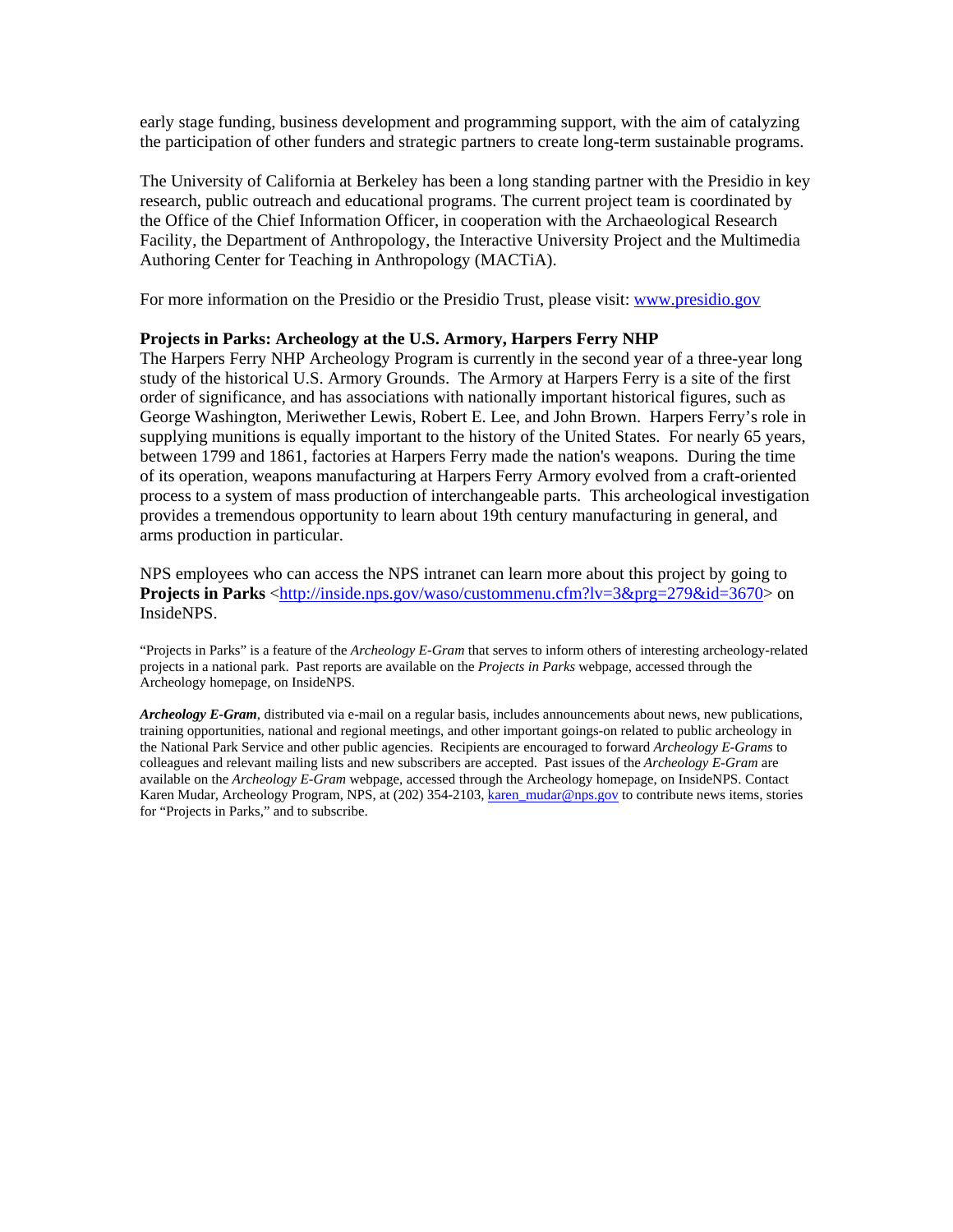early stage funding, business development and programming support, with the aim of catalyzing the participation of other funders and strategic partners to create long-term sustainable programs.

The University of California at Berkeley has been a long standing partner with the Presidio in key research, public outreach and educational programs. The current project team is coordinated by the Office of the Chief Information Officer, in cooperation with the Archaeological Research Facility, the Department of Anthropology, the Interactive University Project and the Multimedia Authoring Center for Teaching in Anthropology (MACTiA).

For more information on the Presidio or the Presidio Trust, please visit: www.presidio.gov

**Projects in Parks: Archeology at the U.S. Armory, Harpers Ferry NHP**

The Harpers Ferry NHP Archeology Program is currently in the second year of a three-year long study of the historical U.S. Armory Grounds. The Armory at Harpers Ferry is a site of the first order of significance, and has associations with nationally important historical figures, such as George Washington, Meriwether Lewis, Robert E. Lee, and John Brown. Harpers Ferry's role in supplying munitions is equally important to the history of the United States. For nearly 65 years, between 1799 and 1861, factories at Harpers Ferry made the nation's weapons. During the time of its operation, weapons manufacturing at Harpers Ferry Armory evolved from a craft-oriented process to a system of mass production of interchangeable parts. This archeological investigation provides a tremendous opportunity to learn about 19th century manufacturing in general, and arms production in particular.

NPS employees who can access the NPS intranet can learn more about this project by going to **Projects in Parks** <http://inside.nps.gov/waso/custommenu.cfm?lv=3&prg=279&id=3670> on InsideNPS.

"Projects in Parks" is a feature of the *Archeology E-Gram* that serves to inform others of interesting archeology-related projects in a national park. Past reports are available on the *Projects in Parks* webpage, accessed through the Archeology homepage, on InsideNPS.

***Archeology E-Gram***, distributed via e-mail on a regular basis, includes announcements about news, new publications, training opportunities, national and regional meetings, and other important goings-on related to public archeology in the National Park Service and other public agencies. Recipients are encouraged to forward *Archeology E-Grams* to colleagues and relevant mailing lists and new subscribers are accepted. Past issues of the *Archeology E-Gram* are available on the *Archeology E-Gram* webpage, accessed through the Archeology homepage, on InsideNPS. Contact Karen Mudar, Archeology Program, NPS, at (202) 354-2103, karen_mudar@nps.gov to contribute news items, stories for "Projects in Parks," and to subscribe.